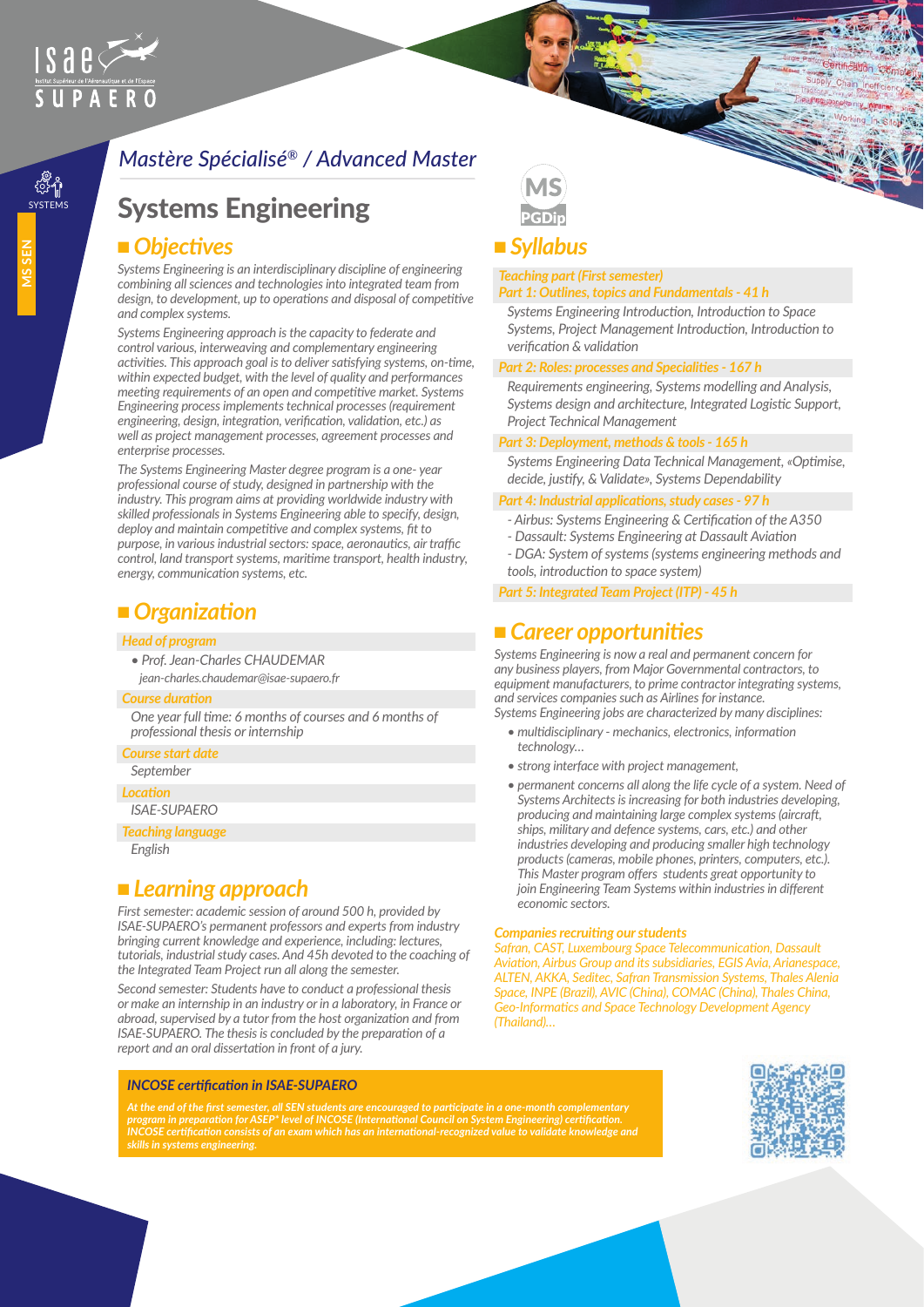# Mastère Spécialisé® / Advanced Master

# Systems Engineering

## Objectives

*Systems Engineering is an interdisciplinary discipline of engineering combining all sciences and technologies into integrated team from design, to development, up to operations and disposal of competitive and complex systems.*

*Systems Engineering approach is the capacity to federate and control various, interweaving and complementary engineering activities. This approach goal is to deliver satisfying systems, on-time, within expected budget, with the level of quality and performances meeting requirements of an open and competitive market. Systems Engineering process implements technical processes (requirement engineering, design, integration, verification, validation, etc.) as well as project management processes, agreement processes and enterprise processes.*

*The Systems Engineering Master degree program is a one- year professional course of study, designed in partnership with the industry. This program aims at providing worldwide industry with skilled professionals in Systems Engineering able to specify, design, deploy and maintain competitive and complex systems, fit to purpose, in various industrial sectors: space, aeronautics, air traffic control, land transport systems, maritime transport, health industry, energy, communication systems, etc.*

## Organization

**Head of program**

- *Prof. Jean-Charles CHAUDEMAR*
  *jean-charles.chaudemar@isae-supaero.fr*

**Course duration**

*One year full time: 6 months of courses and 6 months of professional thesis or internship*

**Course start date**

*September*

**Location**

*ISAE-SUPAERO*

**Teaching language**

*English*

## Learning approach

*First semester: academic session of around 500 h, provided by ISAE-SUPAERO's permanent professors and experts from industry bringing current knowledge and experience, including: lectures, tutorials, industrial study cases. And 45h devoted to the coaching of the Integrated Team Project run all along the semester.*

*Second semester: Students have to conduct a professional thesis or make an internship in an industry or in a laboratory, in France or abroad, supervised by a tutor from the host organization and from ISAE-SUPAERO. The thesis is concluded by the preparation of a report and an oral dissertation in front of a jury.*

## Syllabus

**Teaching part (First semester)**
**Part 1: Outlines, topics and Fundamentals - 41 h**

*Systems Engineering Introduction, Introduction to Space Systems, Project Management Introduction, Introduction to verification & validation*

**Part 2: Roles: processes and Specialities - 167 h**

*Requirements engineering, Systems modelling and Analysis, Systems design and architecture, Integrated Logistic Support, Project Technical Management*

**Part 3: Deployment, methods & tools - 165 h**

*Systems Engineering Data Technical Management, «Optimise, decide, justify, & Validate», Systems Dependability*

**Part 4: Industrial applications, study cases - 97 h**

- *Airbus: Systems Engineering & Certification of the A350*
- *Dassault: Systems Engineering at Dassault Aviation*
- *DGA: System of systems (systems engineering methods and tools, introduction to space system)*

**Part 5: Integrated Team Project (ITP) - 45 h**

## Career opportunities

*Systems Engineering is now a real and permanent concern for any business players, from Major Governmental contractors, to equipment manufacturers, to prime contractor integrating systems, and services companies such as Airlines for instance.*
*Systems Engineering jobs are characterized by many disciplines:*

- *multidisciplinary - mechanics, electronics, information technology…*
- *strong interface with project management,*
- *permanent concerns all along the life cycle of a system. Need of Systems Architects is increasing for both industries developing, producing and maintaining large complex systems (aircraft, ships, military and defence systems, cars, etc.) and other industries developing and producing smaller high technology products (cameras, mobile phones, printers, computers, etc.). This Master program offers students great opportunity to join Engineering Team Systems within industries in different economic sectors.*

**Companies recruiting our students**

*Safran, CAST, Luxembourg Space Telecommunication, Dassault Aviation, Airbus Group and its subsidiaries, EGIS Avia, Arianespace, ALTEN, AKKA, Seditec, Safran Transmission Systems, Thales Alenia Space, INPE (Brazil), AVIC (China), COMAC (China), Thales China, Geo-Informatics and Space Technology Development Agency (Thailand)…*

**INCOSE certification in ISAE-SUPAERO**

*At the end of the first semester, all SEN students are encouraged to participate in a one-month complementary program in preparation for ASEP\* level of INCOSE (International Council on System Engineering) certification. INCOSE certification consists of an exam which has an international-recognized value to validate knowledge and skills in systems engineering.*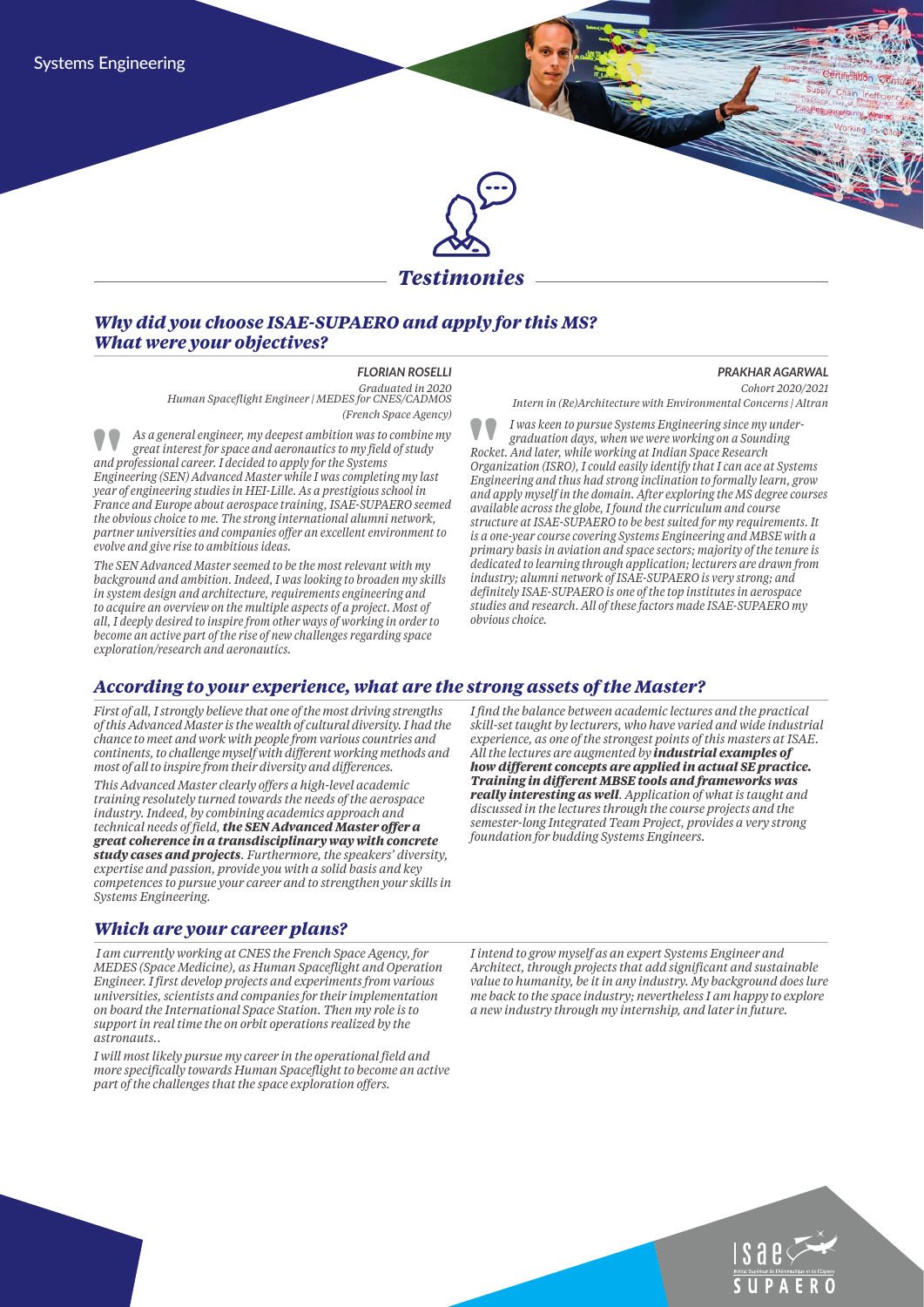Systems Engineering

# Testimonies

## Why did you choose ISAE-SUPAERO and apply for this MS? What were your objectives?

**FLORIAN ROSELLI**
*Graduated in 2020*
*Human Spaceflight Engineer | MEDES for CNES/CADMOS (French Space Agency)*

*As a general engineer, my deepest ambition was to combine my great interest for space and aeronautics to my field of study and professional career. I decided to apply for the Systems Engineering (SEN) Advanced Master while I was completing my last year of engineering studies in HEI-Lille. As a prestigious school in France and Europe about aerospace training, ISAE-SUPAERO seemed the obvious choice to me. The strong international alumni network, partner universities and companies offer an excellent environment to evolve and give rise to ambitious ideas.*

*The SEN Advanced Master seemed to be the most relevant with my background and ambition. Indeed, I was looking to broaden my skills in system design and architecture, requirements engineering and to acquire an overview on the multiple aspects of a project. Most of all, I deeply desired to inspire from other ways of working in order to become an active part of the rise of new challenges regarding space exploration/research and aeronautics.*

**PRAKHAR AGARWAL**
*Cohort 2020/2021*
*Intern in (Re)Architecture with Environmental Concerns | Altran*

*I was keen to pursue Systems Engineering since my under-graduation days, when we were working on a Sounding Rocket. And later, while working at Indian Space Research Organization (ISRO), I could easily identify that I can ace at Systems Engineering and thus had strong inclination to formally learn, grow and apply myself in the domain. After exploring the MS degree courses available across the globe, I found the curriculum and course structure at ISAE-SUPAERO to be best suited for my requirements. It is a one-year course covering Systems Engineering and MBSE with a primary basis in aviation and space sectors; majority of the tenure is dedicated to learning through application; lecturers are drawn from industry; alumni network of ISAE-SUPAERO is very strong; and definitely ISAE-SUPAERO is one of the top institutes in aerospace studies and research. All of these factors made ISAE-SUPAERO my obvious choice.*

## According to your experience, what are the strong assets of the Master?

*First of all, I strongly believe that one of the most driving strengths of this Advanced Master is the wealth of cultural diversity. I had the chance to meet and work with people from various countries and continents, to challenge myself with different working methods and most of all to inspire from their diversity and differences.*

*This Advanced Master clearly offers a high-level academic training resolutely turned towards the needs of the aerospace industry. Indeed, by combining academics approach and technical needs of field,* ***the SEN Advanced Master offer a great coherence in a transdisciplinary way with concrete study cases and projects****. Furthermore, the speakers' diversity, expertise and passion, provide you with a solid basis and key competences to pursue your career and to strengthen your skills in Systems Engineering.*

*I find the balance between academic lectures and the practical skill-set taught by lecturers, who have varied and wide industrial experience, as one of the strongest points of this masters at ISAE. All the lectures are augmented by* ***industrial examples of how different concepts are applied in actual SE practice. Training in different MBSE tools and frameworks was really interesting as well****. Application of what is taught and discussed in the lectures through the course projects and the semester-long Integrated Team Project, provides a very strong foundation for budding Systems Engineers.*

## Which are your career plans?

*I am currently working at CNES the French Space Agency, for MEDES (Space Medicine), as Human Spaceflight and Operation Engineer. I first develop projects and experiments from various universities, scientists and companies for their implementation on board the International Space Station. Then my role is to support in real time the on orbit operations realized by the astronauts..*

*I will most likely pursue my career in the operational field and more specifically towards Human Spaceflight to become an active part of the challenges that the space exploration offers.*

*I intend to grow myself as an expert Systems Engineer and Architect, through projects that add significant and sustainable value to humanity, be it in any industry. My background does lure me back to the space industry; nevertheless I am happy to explore a new industry through my internship, and later in future.*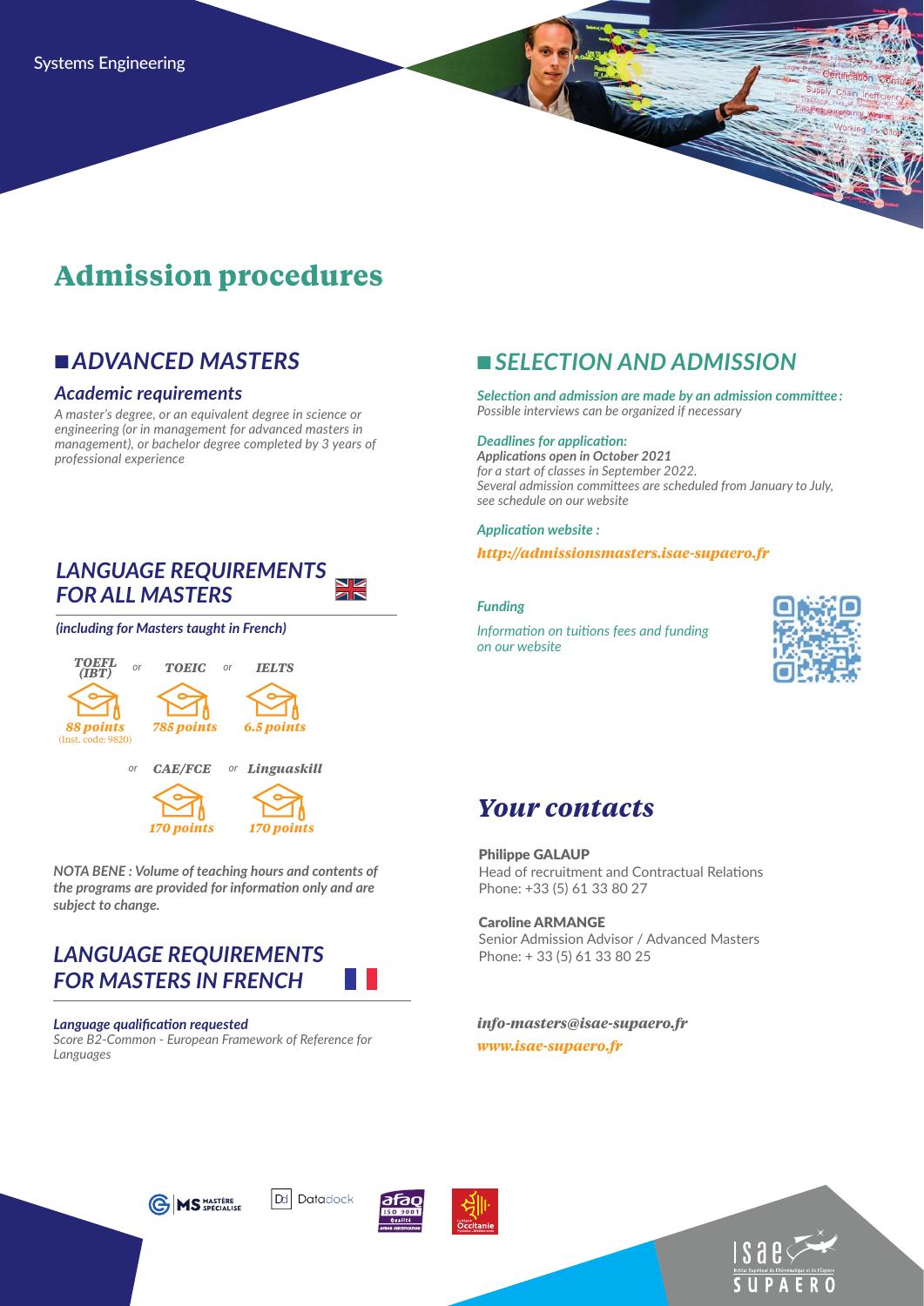Systems Engineering

# Admission procedures

## ■ ADVANCED MASTERS

### Academic requirements

*A master's degree, or an equivalent degree in science or engineering (or in management for advanced masters in management), or bachelor degree completed by 3 years of professional experience*

## LANGUAGE REQUIREMENTS FOR ALL MASTERS

***(including for Masters taught in French)***

**TOEFL (IBT)** — *88 points* (Inst. code: 9820)
or **TOEIC** — *785 points*
or **IELTS** — *6.5 points*
or **CAE/FCE** — *170 points*
or **Linguaskill** — *170 points*

***NOTA BENE : Volume of teaching hours and contents of the programs are provided for information only and are subject to change.***

## LANGUAGE REQUIREMENTS FOR MASTERS IN FRENCH

***Language qualification requested***

*Score B2-Common - European Framework of Reference for Languages*

## ■ SELECTION AND ADMISSION

***Selection and admission are made by an admission committee :***
*Possible interviews can be organized if necessary*

***Deadlines for application:***
***Applications open in October 2021***
*for a start of classes in September 2022.*
*Several admission committees are scheduled from January to July, see schedule on our website*

***Application website :***
***http://admissionsmasters.isae-supaero.fr***

***Funding***

*Information on tuitions fees and funding on our website*

## *Your contacts*

**Philippe GALAUP**
Head of recruitment and Contractual Relations
Phone: +33 (5) 61 33 80 27

**Caroline ARMANGE**
Senior Admission Advisor / Advanced Masters
Phone: + 33 (5) 61 33 80 25

***info-masters@isae-supaero.fr***
***www.isae-supaero.fr***